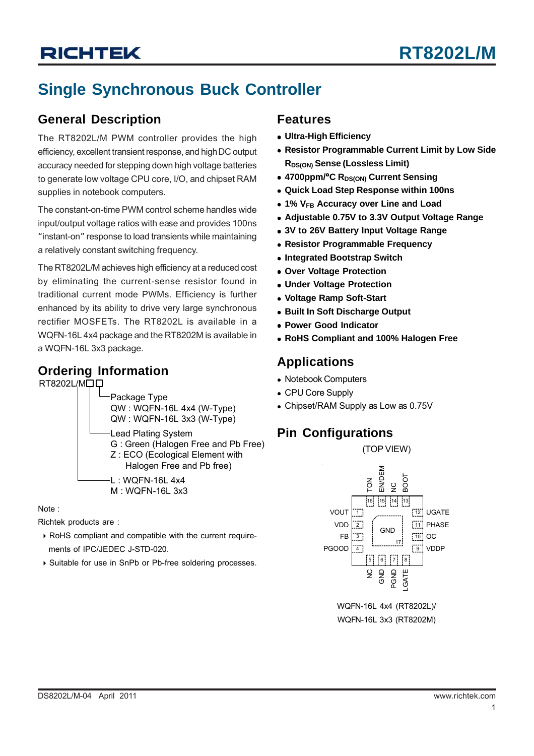# RT8202L/M

## Single Synchronous Buck Controller

### General Description

The RT8202L/M PWM controller provides the high efficiency, excellent transient response, and high DC output accuracy needed for stepping down high voltage batteries to generate low voltage CPU core, I/O, and chipset RAM supplies in notebook computers.

The constant-on-time PWM control scheme handles wide input/output voltage ratios with ease and provides 100ns "instant-on" response to load transients while maintaining a relatively constant switching frequency.

The RT8202L/M achieves high efficiency at a reduced cost by eliminating the current-sense resistor found in traditional current mode PWMs. Efficiency is further enhanced by its ability to drive very large synchronous rectifier MOSFETs. The RT8202L is available in a WQFN-16L 4x4 package and the RT8202M is available in a WQFN-16L 3x3 package.

### Ordering Information

RT8202L/M□□

- Package Type
  - QW : WQFN-16L 4x4 (W-Type)
  - QW : WQFN-16L 3x3 (W-Type)
- Lead Plating System
  - G : Green (Halogen Free and Pb Free)
  - Z : ECO (Ecological Element with Halogen Free and Pb free)
- L : WQFN-16L 4x4
- M : WQFN-16L 3x3

Note :

Richtek products are :

- RoHS compliant and compatible with the current requirements of IPC/JEDEC J-STD-020.
- Suitable for use in SnPb or Pb-free soldering processes.

### Features

- **Ultra-High Efficiency**
- **Resistor Programmable Current Limit by Low Side $R_{DS(ON)}$ Sense (Lossless Limit)**
- **4700ppm/°C $R_{DS(ON)}$ Current Sensing**
- **Quick Load Step Response within 100ns**
- **1% $V_{FB}$ Accuracy over Line and Load**
- **Adjustable 0.75V to 3.3V Output Voltage Range**
- **3V to 26V Battery Input Voltage Range**
- **Resistor Programmable Frequency**
- **Integrated Bootstrap Switch**
- **Over Voltage Protection**
- **Under Voltage Protection**
- **Voltage Ramp Soft-Start**
- **Built In Soft Discharge Output**
- **Power Good Indicator**
- **RoHS Compliant and 100% Halogen Free**

### Applications

- Notebook Computers
- CPU Core Supply
- Chipset/RAM Supply as Low as 0.75V

### Pin Configurations

(TOP VIEW)

| Pin | Name | Pin | Name |
|---|---|---|---|
| 1 | VOUT | 9 | VDDP |
| 2 | VDD | 10 | OC |
| 3 | FB | 11 | PHASE |
| 4 | PGOOD | 12 | UGATE |
| 5 | NC | 13 | BOOT |
| 6 | GND | 14 | NC |
| 7 | PGND | 15 | EN/DEM |
| 8 | LGATE | 16 | TON |
| 17 (exposed pad) | GND | | |

WQFN-16L 4x4 (RT8202L)/
WQFN-16L 3x3 (RT8202M)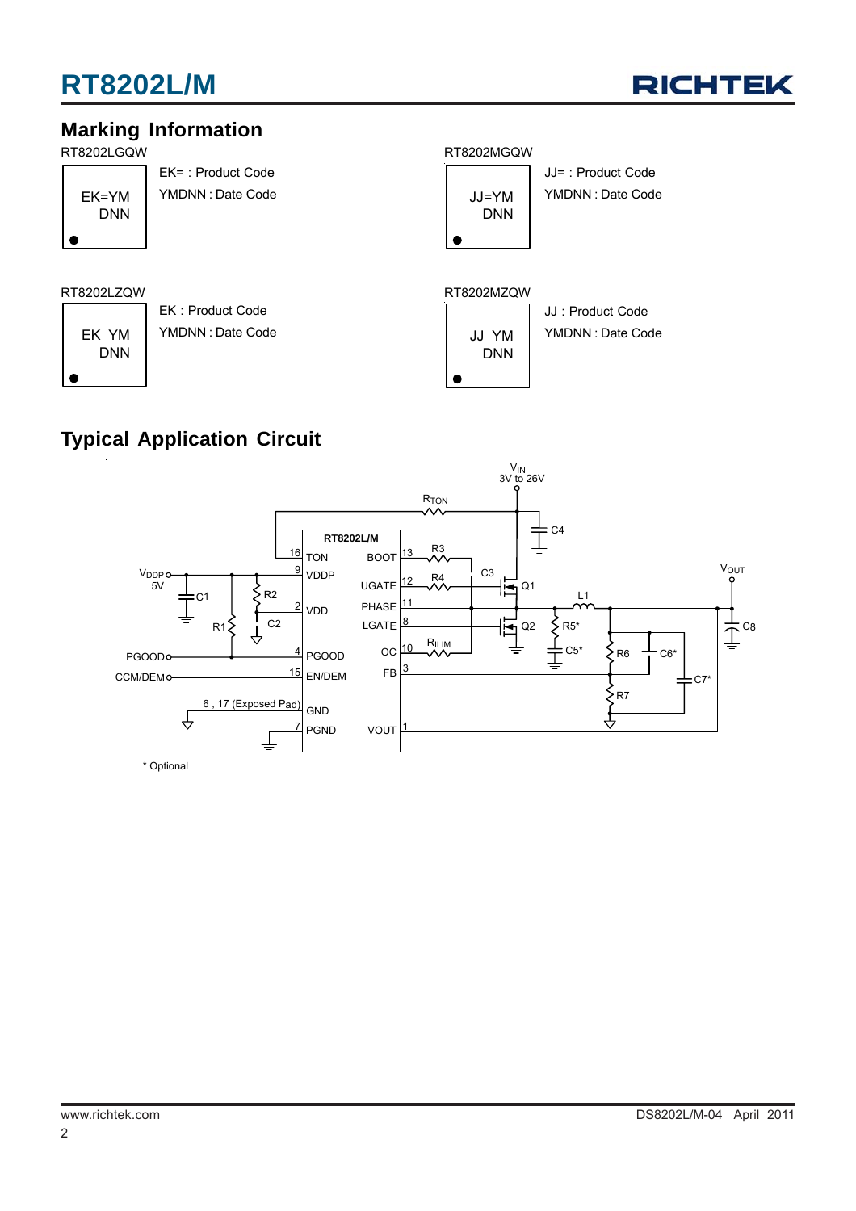## Marking Information

RT8202LGQW

EK=YM
DNN

EK= : Product Code

YMDNN : Date Code

RT8202MGQW

JJ=YM
DNN

JJ= : Product Code

YMDNN : Date Code

RT8202LZQW

EK YM
DNN

EK : Product Code

YMDNN : Date Code

RT8202MZQW

JJ YM
DNN

JJ : Product Code

YMDNN : Date Code

## Typical Application Circuit

$V_{IN}$ 3V to 26V

$R_{TON}$, C4, RT8202L/M, 16 TON, 9 VDDP, 2 VDD, 4 PGOOD, 15 EN/DEM, 6 , 17 (Exposed Pad) GND, 7 PGND, 13 BOOT, 12 UGATE, 11 PHASE, 8 LGATE, 10 OC, 3 FB, 1 VOUT

$V_{DDP}$ 5V, C1, R2, R1, C2, PGOOD, CCM/DEM

R3, C3, R4, Q1, Q2, $R_{ILIM}$, L1, R5*, C5*, R6, C6*, R7, C7*, C8, $V_{OUT}$

\* Optional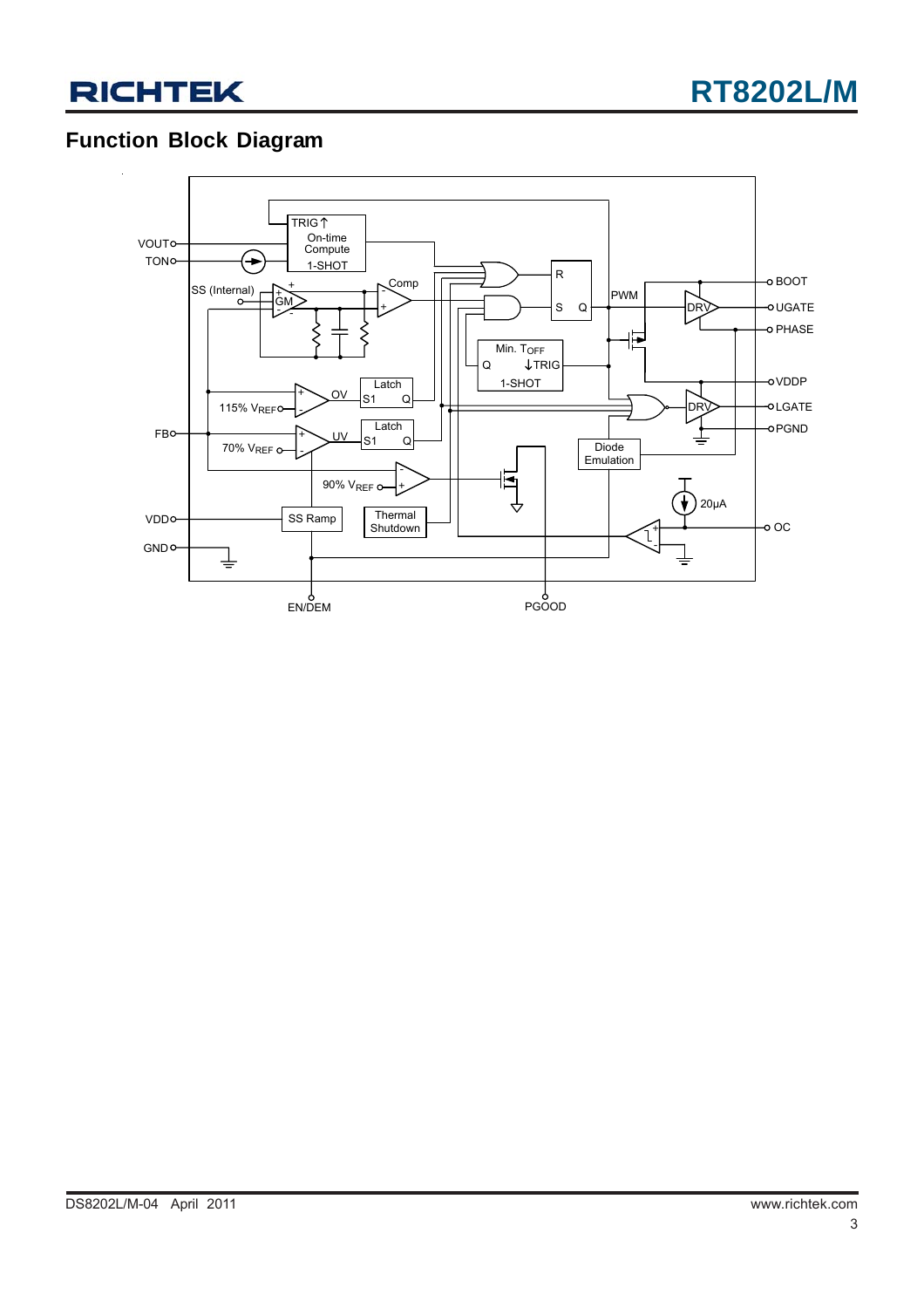## Function Block Diagram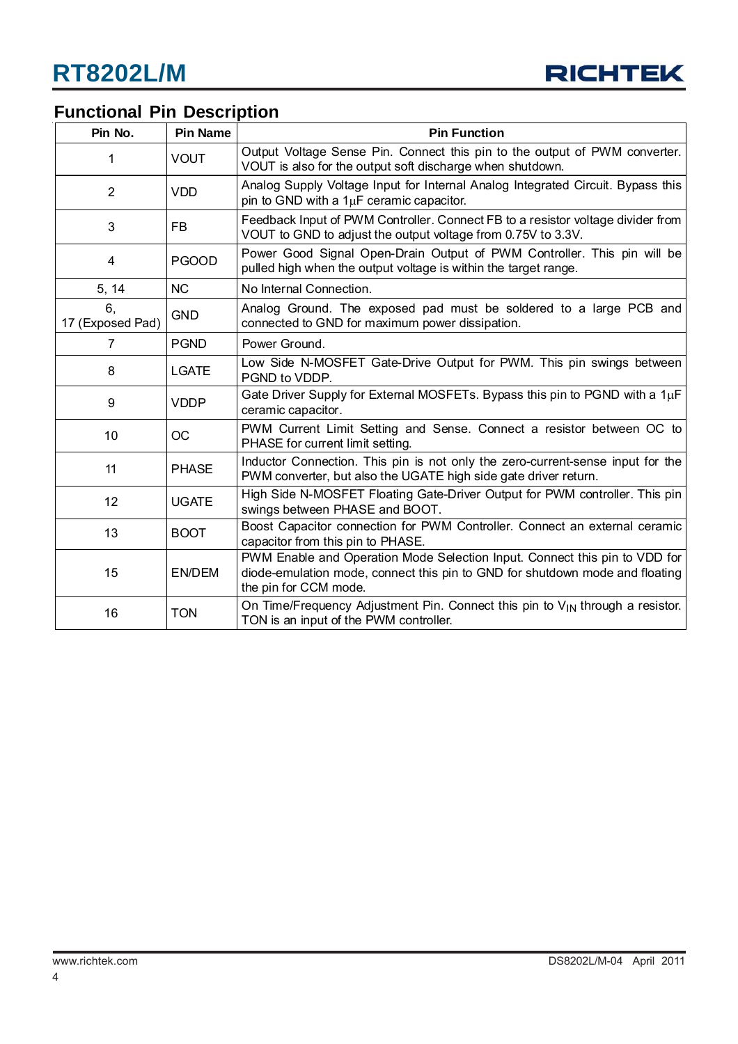## Functional Pin Description

| Pin No. | Pin Name | Pin Function |
|---|---|---|
| 1 | VOUT | Output Voltage Sense Pin. Connect this pin to the output of PWM converter. VOUT is also for the output soft discharge when shutdown. |
| 2 | VDD | Analog Supply Voltage Input for Internal Analog Integrated Circuit. Bypass this pin to GND with a 1μF ceramic capacitor. |
| 3 | FB | Feedback Input of PWM Controller. Connect FB to a resistor voltage divider from VOUT to GND to adjust the output voltage from 0.75V to 3.3V. |
| 4 | PGOOD | Power Good Signal Open-Drain Output of PWM Controller. This pin will be pulled high when the output voltage is within the target range. |
| 5, 14 | NC | No Internal Connection. |
| 6, 17 (Exposed Pad) | GND | Analog Ground. The exposed pad must be soldered to a large PCB and connected to GND for maximum power dissipation. |
| 7 | PGND | Power Ground. |
| 8 | LGATE | Low Side N-MOSFET Gate-Drive Output for PWM. This pin swings between PGND to VDDP. |
| 9 | VDDP | Gate Driver Supply for External MOSFETs. Bypass this pin to PGND with a 1μF ceramic capacitor. |
| 10 | OC | PWM Current Limit Setting and Sense. Connect a resistor between OC to PHASE for current limit setting. |
| 11 | PHASE | Inductor Connection. This pin is not only the zero-current-sense input for the PWM converter, but also the UGATE high side gate driver return. |
| 12 | UGATE | High Side N-MOSFET Floating Gate-Driver Output for PWM controller. This pin swings between PHASE and BOOT. |
| 13 | BOOT | Boost Capacitor connection for PWM Controller. Connect an external ceramic capacitor from this pin to PHASE. |
| 15 | EN/DEM | PWM Enable and Operation Mode Selection Input. Connect this pin to VDD for diode-emulation mode, connect this pin to GND for shutdown mode and floating the pin for CCM mode. |
| 16 | TON | On Time/Frequency Adjustment Pin. Connect this pin to $V_{IN}$ through a resistor. TON is an input of the PWM controller. |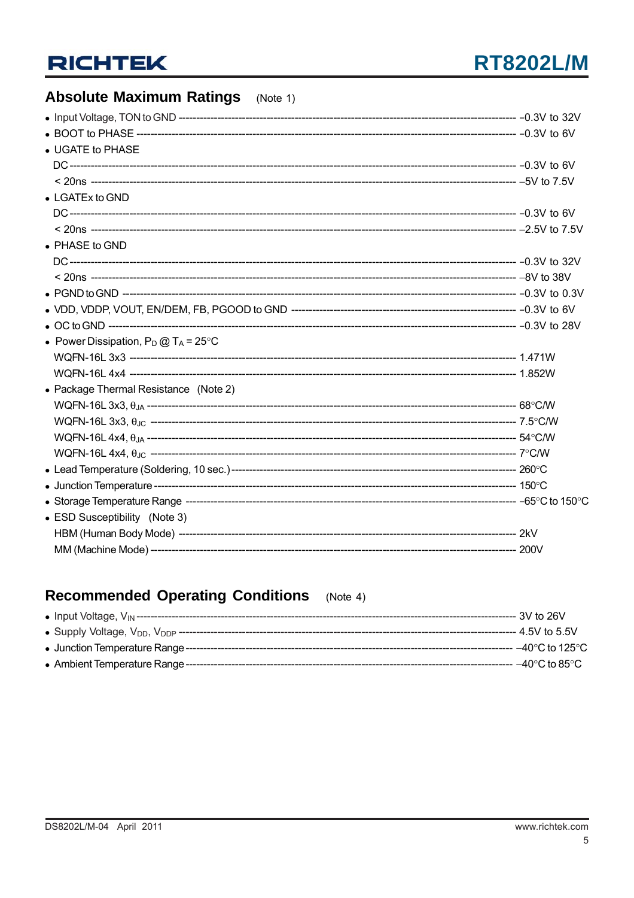## Absolute Maximum Ratings (Note 1)

- Input Voltage, TON to GND ---------- –0.3V to 32V
- BOOT to PHASE ---------- –0.3V to 6V
- UGATE to PHASE
  - DC ---------- –0.3V to 6V
  - < 20ns ---------- –5V to 7.5V
- LGATEx to GND
  - DC ---------- –0.3V to 6V
  - < 20ns ---------- –2.5V to 7.5V
- PHASE to GND
  - DC ---------- –0.3V to 32V
  - < 20ns ---------- –8V to 38V
- PGND to GND ---------- –0.3V to 0.3V
- VDD, VDDP, VOUT, EN/DEM, FB, PGOOD to GND ---------- –0.3V to 6V
- OC to GND ---------- –0.3V to 28V
- Power Dissipation, $P_D$ @ $T_A$ = 25°C
  - WQFN-16L 3x3 ---------- 1.471W
  - WQFN-16L 4x4 ---------- 1.852W
- Package Thermal Resistance (Note 2)
  - WQFN-16L 3x3, $\theta_{JA}$ ---------- 68°C/W
  - WQFN-16L 3x3, $\theta_{JC}$ ---------- 7.5°C/W
  - WQFN-16L 4x4, $\theta_{JA}$ ---------- 54°C/W
  - WQFN-16L 4x4, $\theta_{JC}$ ---------- 7°C/W
- Lead Temperature (Soldering, 10 sec.) ---------- 260°C
- Junction Temperature ---------- 150°C
- Storage Temperature Range ---------- –65°C to 150°C
- ESD Susceptibility (Note 3)
  - HBM (Human Body Mode) ---------- 2kV
  - MM (Machine Mode) ---------- 200V

## Recommended Operating Conditions (Note 4)

- Input Voltage, $V_{IN}$ ---------- 3V to 26V
- Supply Voltage, $V_{DD}$, $V_{DDP}$ ---------- 4.5V to 5.5V
- Junction Temperature Range ---------- –40°C to 125°C
- Ambient Temperature Range ---------- –40°C to 85°C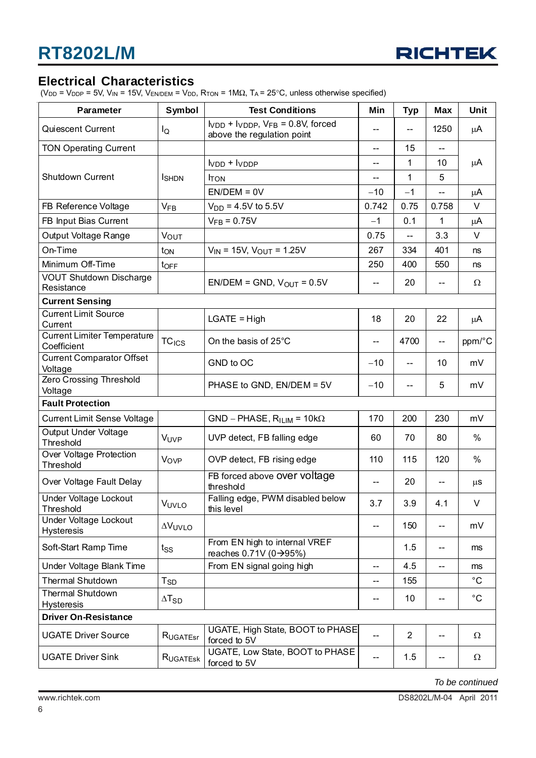## Electrical Characteristics

($V_{DD}$ = $V_{DDP}$ = 5V, $V_{IN}$ = 15V, $V_{EN/DEM}$ = $V_{DD}$, $R_{TON}$ = 1MΩ, $T_A$ = 25°C, unless otherwise specified)

| Parameter | Symbol | Test Conditions | Min | Typ | Max | Unit |
|---|---|---|---|---|---|---|
| Quiescent Current | $I_Q$ | $I_{VDD}$ + $I_{VDDP}$, $V_{FB}$ = 0.8V, forced above the regulation point | -- | -- | 1250 | μA |
| TON Operating Current | | | -- | 15 | -- | μA |
| Shutdown Current | $I_{SHDN}$ | $I_{VDD}$ + $I_{VDDP}$ | -- | 1 | 10 | μA |
| | | $I_{TON}$ | -- | 1 | 5 | μA |
| | | EN/DEM = 0V | −10 | −1 | -- | μA |
| FB Reference Voltage | $V_{FB}$ | $V_{DD}$ = 4.5V to 5.5V | 0.742 | 0.75 | 0.758 | V |
| FB Input Bias Current | | $V_{FB}$ = 0.75V | −1 | 0.1 | 1 | μA |
| Output Voltage Range | $V_{OUT}$ | | 0.75 | -- | 3.3 | V |
| On-Time | $t_{ON}$ | $V_{IN}$ = 15V, $V_{OUT}$ = 1.25V | 267 | 334 | 401 | ns |
| Minimum Off-Time | $t_{OFF}$ | | 250 | 400 | 550 | ns |
| VOUT Shutdown Discharge Resistance | | EN/DEM = GND, $V_{OUT}$ = 0.5V | -- | 20 | -- | Ω |
| **Current Sensing** | | | | | | |
| Current Limit Source Current | | LGATE = High | 18 | 20 | 22 | μA |
| Current Limiter Temperature Coefficient | $TC_{ICS}$ | On the basis of 25°C | -- | 4700 | -- | ppm/°C |
| Current Comparator Offset Voltage | | GND to OC | −10 | -- | 10 | mV |
| Zero Crossing Threshold Voltage | | PHASE to GND, EN/DEM = 5V | −10 | -- | 5 | mV |
| **Fault Protection** | | | | | | |
| Current Limit Sense Voltage | | GND − PHASE, $R_{ILIM}$ = 10kΩ | 170 | 200 | 230 | mV |
| Output Under Voltage Threshold | $V_{UVP}$ | UVP detect, FB falling edge | 60 | 70 | 80 | % |
| Over Voltage Protection Threshold | $V_{OVP}$ | OVP detect, FB rising edge | 110 | 115 | 120 | % |
| Over Voltage Fault Delay | | FB forced above over voltage threshold | -- | 20 | -- | μs |
| Under Voltage Lockout Threshold | $V_{UVLO}$ | Falling edge, PWM disabled below this level | 3.7 | 3.9 | 4.1 | V |
| Under Voltage Lockout Hysteresis | $\Delta V_{UVLO}$ | | -- | 150 | -- | mV |
| Soft-Start Ramp Time | $t_{SS}$ | From EN high to internal VREF reaches 0.71V (0→95%) | | 1.5 | -- | ms |
| Under Voltage Blank Time | | From EN signal going high | -- | 4.5 | -- | ms |
| Thermal Shutdown | $T_{SD}$ | | -- | 155 | | °C |
| Thermal Shutdown Hysteresis | $\Delta T_{SD}$ | | -- | 10 | -- | °C |
| **Driver On-Resistance** | | | | | | |
| UGATE Driver Source | $R_{UGATEsr}$ | UGATE, High State, BOOT to PHASE forced to 5V | -- | 2 | -- | Ω |
| UGATE Driver Sink | $R_{UGATEsk}$ | UGATE, Low State, BOOT to PHASE forced to 5V | -- | 1.5 | -- | Ω |

*To be continued*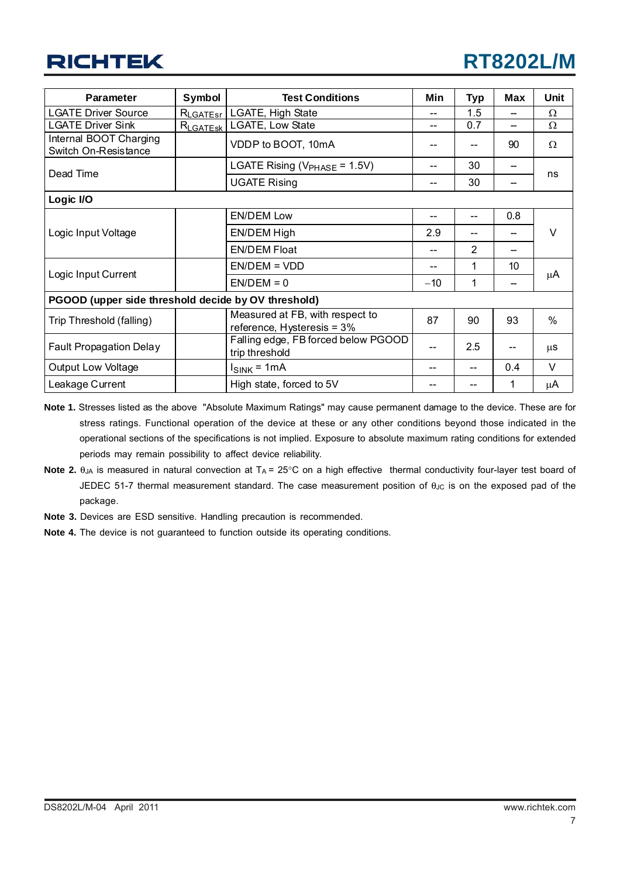| Parameter | Symbol | Test Conditions | Min | Typ | Max | Unit |
|---|---|---|---|---|---|---|
| LGATE Driver Source | $R_{LGATEsr}$ | LGATE, High State | -- | 1.5 | -- | Ω |
| LGATE Driver Sink | $R_{LGATEsk}$ | LGATE, Low State | -- | 0.7 | -- | Ω |
| Internal BOOT Charging Switch On-Resistance | | VDDP to BOOT, 10mA | -- | -- | 90 | Ω |
| Dead Time | | LGATE Rising ($V_{PHASE}$ = 1.5V) | -- | 30 | -- | ns |
| | | UGATE Rising | -- | 30 | -- | |
| **Logic I/O** | | | | | | |
| Logic Input Voltage | | EN/DEM Low | -- | -- | 0.8 | V |
| | | EN/DEM High | 2.9 | -- | -- | |
| | | EN/DEM Float | -- | 2 | -- | |
| Logic Input Current | | EN/DEM = VDD | -- | 1 | 10 | μA |
| | | EN/DEM = 0 | −10 | 1 | -- | |
| **PGOOD (upper side threshold decide by OV threshold)** | | | | | | |
| Trip Threshold (falling) | | Measured at FB, with respect to reference, Hysteresis = 3% | 87 | 90 | 93 | % |
| Fault Propagation Delay | | Falling edge, FB forced below PGOOD trip threshold | -- | 2.5 | -- | μs |
| Output Low Voltage | | $I_{SINK}$ = 1mA | -- | -- | 0.4 | V |
| Leakage Current | | High state, forced to 5V | -- | -- | 1 | μA |

**Note 1.** Stresses listed as the above "Absolute Maximum Ratings" may cause permanent damage to the device. These are for stress ratings. Functional operation of the device at these or any other conditions beyond those indicated in the operational sections of the specifications is not implied. Exposure to absolute maximum rating conditions for extended periods may remain possibility to affect device reliability.

**Note 2.** $\theta_{JA}$ is measured in natural convection at $T_A$ = 25°C on a high effective thermal conductivity four-layer test board of JEDEC 51-7 thermal measurement standard. The case measurement position of $\theta_{JC}$ is on the exposed pad of the package.

**Note 3.** Devices are ESD sensitive. Handling precaution is recommended.

**Note 4.** The device is not guaranteed to function outside its operating conditions.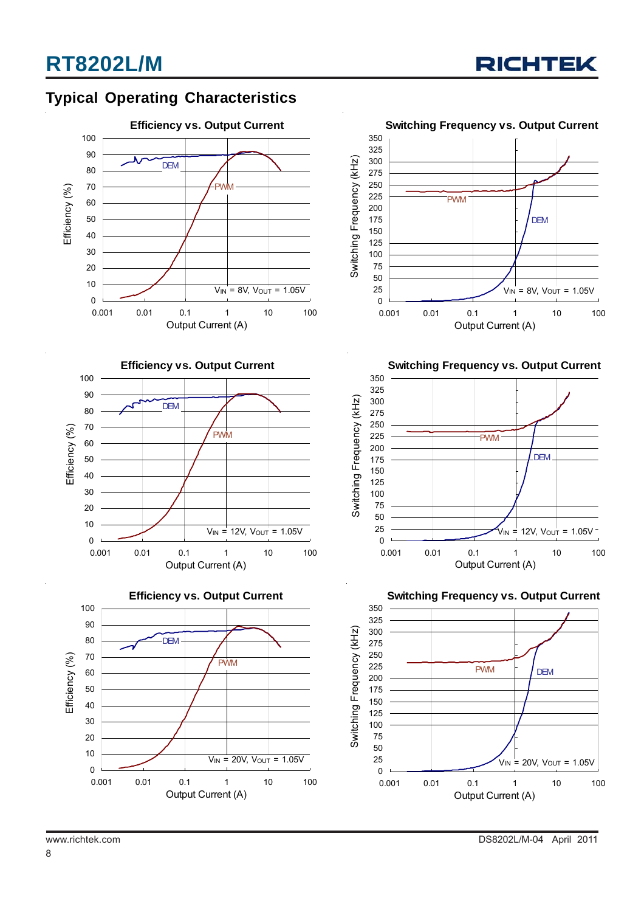## Typical Operating Characteristics

**Efficiency vs. Output Current**

Efficiency (%) vs. Output Current (A); curves: DEM, PWM; $V_{IN}$ = 8V, $V_{OUT}$ = 1.05V

**Switching Frequency vs. Output Current**

Switching Frequency (kHz) vs. Output Current (A); curves: PWM, DEM; $V_{IN}$ = 8V, $V_{OUT}$ = 1.05V

**Efficiency vs. Output Current**

Efficiency (%) vs. Output Current (A); curves: DEM, PWM; $V_{IN}$ = 12V, $V_{OUT}$ = 1.05V

**Switching Frequency vs. Output Current**

Switching Frequency (kHz) vs. Output Current (A); curves: PWM, DEM; $V_{IN}$ = 12V, $V_{OUT}$ = 1.05V

**Efficiency vs. Output Current**

Efficiency (%) vs. Output Current (A); curves: DEM, PWM; $V_{IN}$ = 20V, $V_{OUT}$ = 1.05V

**Switching Frequency vs. Output Current**

Switching Frequency (kHz) vs. Output Current (A); curves: PWM, DEM; $V_{IN}$ = 20V, $V_{OUT}$ = 1.05V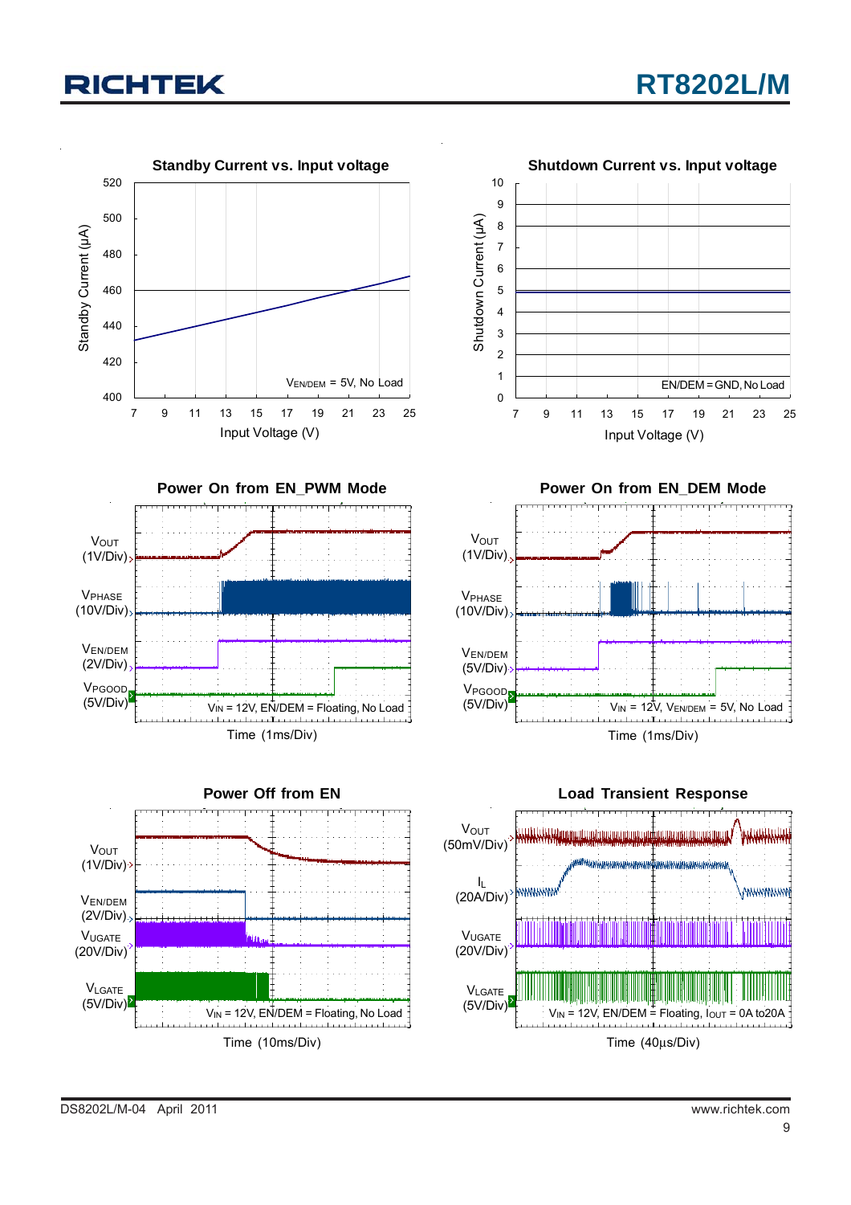**Standby Current vs. Input voltage**

Standby Current (µA) vs. Input Voltage (V)

$V_{EN/DEM}$ = 5V, No Load

**Shutdown Current vs. Input voltage**

Shutdown Current (µA) vs. Input Voltage (V)

EN/DEM = GND, No Load

**Power On from EN_PWM Mode**

$V_{OUT}$ (1V/Div), $V_{PHASE}$ (10V/Div), $V_{EN/DEM}$ (2V/Div), $V_{PGOOD}$ (5V/Div)

$V_{IN}$ = 12V, EN/DEM = Floating, No Load

Time (1ms/Div)

**Power On from EN_DEM Mode**

$V_{OUT}$ (1V/Div), $V_{PHASE}$ (10V/Div), $V_{EN/DEM}$ (5V/Div), $V_{PGOOD}$ (5V/Div)

$V_{IN}$ = 12V, $V_{EN/DEM}$ = 5V, No Load

Time (1ms/Div)

**Power Off from EN**

$V_{OUT}$ (1V/Div), $V_{EN/DEM}$ (2V/Div), $V_{UGATE}$ (20V/Div), $V_{LGATE}$ (5V/Div)

$V_{IN}$ = 12V, EN/DEM = Floating, No Load

Time (10ms/Div)

**Load Transient Response**

$V_{OUT}$ (50mV/Div), $I_L$ (20A/Div), $V_{UGATE}$ (20V/Div), $V_{LGATE}$ (5V/Div)

$V_{IN}$ = 12V, EN/DEM = Floating, $I_{OUT}$ = 0A to20A

Time (40µs/Div)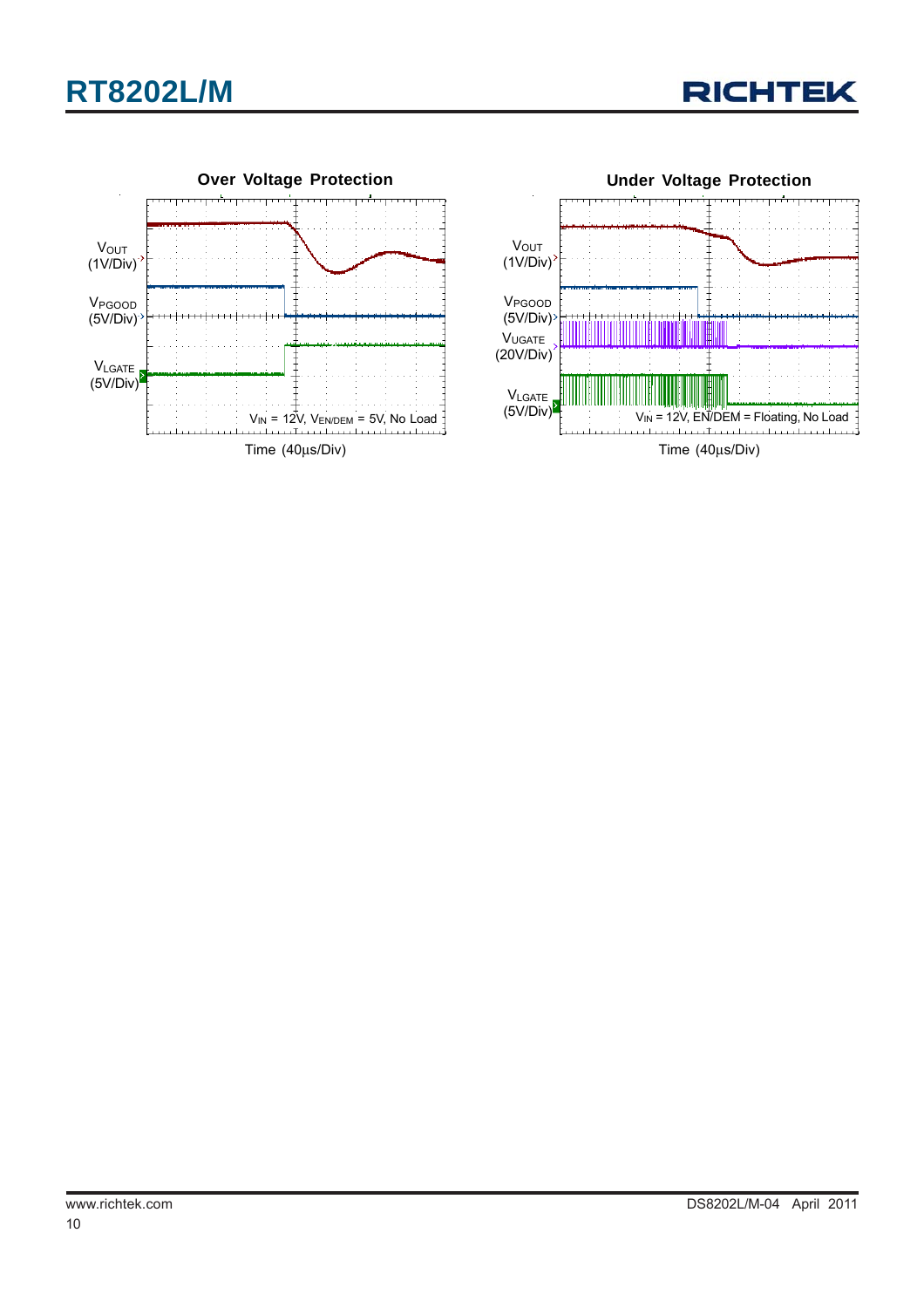**Over Voltage Protection**

$V_{OUT}$ (1V/Div)

$V_{PGOOD}$ (5V/Div)

$V_{LGATE}$ (5V/Div)

$V_{IN}$ = 12V, $V_{EN/DEM}$ = 5V, No Load

Time (40μs/Div)

**Under Voltage Protection**

$V_{OUT}$ (1V/Div)

$V_{PGOOD}$ (5V/Div)

$V_{UGATE}$ (20V/Div)

$V_{LGATE}$ (5V/Div)

$V_{IN}$ = 12V, EN/DEM = Floating, No Load

Time (40μs/Div)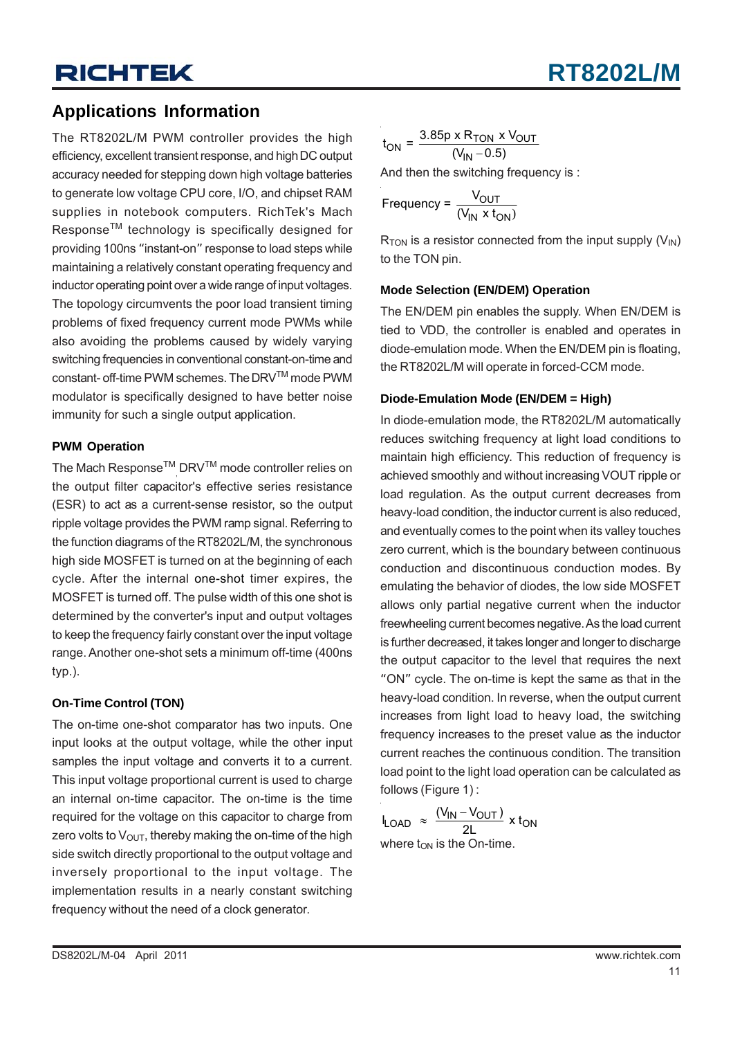## Applications Information

The RT8202L/M PWM controller provides the high efficiency, excellent transient response, and high DC output accuracy needed for stepping down high voltage batteries to generate low voltage CPU core, I/O, and chipset RAM supplies in notebook computers. RichTek's Mach Response$^{TM}$ technology is specifically designed for providing 100ns "instant-on" response to load steps while maintaining a relatively constant operating frequency and inductor operating point over a wide range of input voltages. The topology circumvents the poor load transient timing problems of fixed frequency current mode PWMs while also avoiding the problems caused by widely varying switching frequencies in conventional constant-on-time and constant- off-time PWM schemes. The DRV$^{TM}$ mode PWM modulator is specifically designed to have better noise immunity for such a single output application.

### PWM Operation

The Mach Response$^{TM}$ DRV$^{TM}$ mode controller relies on the output filter capacitor's effective series resistance (ESR) to act as a current-sense resistor, so the output ripple voltage provides the PWM ramp signal. Referring to the function diagrams of the RT8202L/M, the synchronous high side MOSFET is turned on at the beginning of each cycle. After the internal one-shot timer expires, the MOSFET is turned off. The pulse width of this one shot is determined by the converter's input and output voltages to keep the frequency fairly constant over the input voltage range. Another one-shot sets a minimum off-time (400ns typ.).

### On-Time Control (TON)

The on-time one-shot comparator has two inputs. One input looks at the output voltage, while the other input samples the input voltage and converts it to a current. This input voltage proportional current is used to charge an internal on-time capacitor. The on-time is the time required for the voltage on this capacitor to charge from zero volts to $V_{OUT}$, thereby making the on-time of the high side switch directly proportional to the output voltage and inversely proportional to the input voltage. The implementation results in a nearly constant switching frequency without the need of a clock generator.

$$t_{ON} = \frac{3.85p \times R_{TON} \times V_{OUT}}{(V_{IN} - 0.5)}$$

And then the switching frequency is :

$$\text{Frequency} = \frac{V_{OUT}}{(V_{IN} \times t_{ON})}$$

$R_{TON}$ is a resistor connected from the input supply ($V_{IN}$) to the TON pin.

### Mode Selection (EN/DEM) Operation

The EN/DEM pin enables the supply. When EN/DEM is tied to VDD, the controller is enabled and operates in diode-emulation mode. When the EN/DEM pin is floating, the RT8202L/M will operate in forced-CCM mode.

### Diode-Emulation Mode (EN/DEM = High)

In diode-emulation mode, the RT8202L/M automatically reduces switching frequency at light load conditions to maintain high efficiency. This reduction of frequency is achieved smoothly and without increasing VOUT ripple or load regulation. As the output current decreases from heavy-load condition, the inductor current is also reduced, and eventually comes to the point when its valley touches zero current, which is the boundary between continuous conduction and discontinuous conduction modes. By emulating the behavior of diodes, the low side MOSFET allows only partial negative current when the inductor freewheeling current becomes negative. As the load current is further decreased, it takes longer and longer to discharge the output capacitor to the level that requires the next "ON" cycle. The on-time is kept the same as that in the heavy-load condition. In reverse, when the output current increases from light load to heavy load, the switching frequency increases to the preset value as the inductor current reaches the continuous condition. The transition load point to the light load operation can be calculated as follows (Figure 1) :

$$I_{LOAD} \approx \frac{(V_{IN} - V_{OUT})}{2L} \times t_{ON}$$

where $t_{ON}$ is the On-time.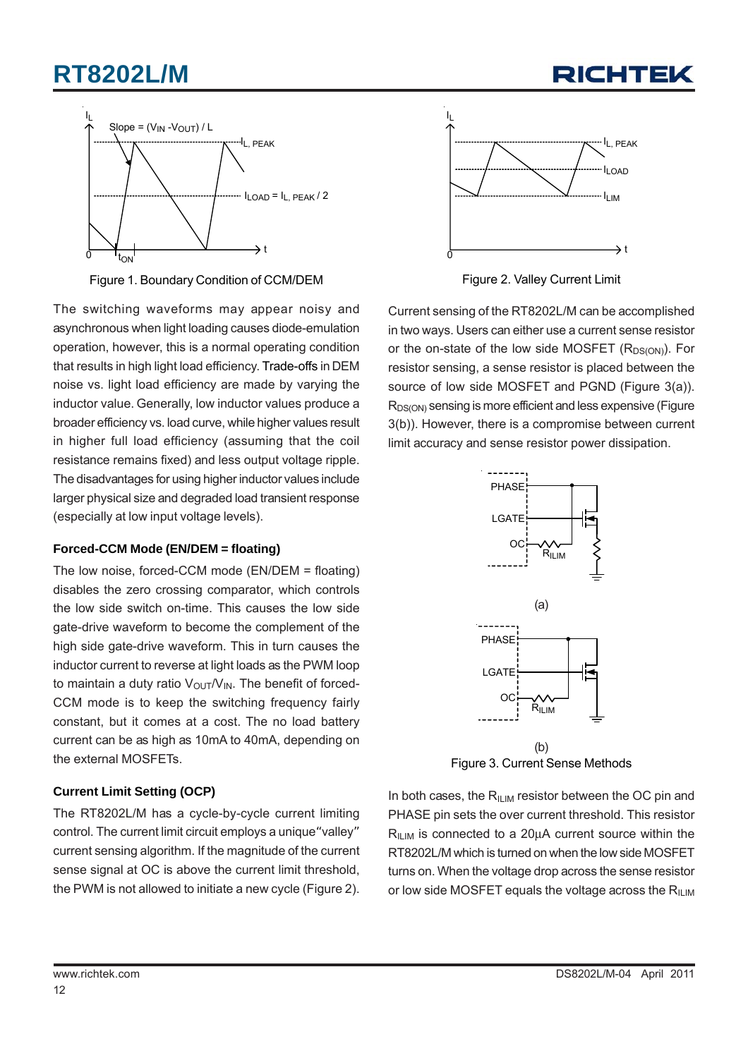Figure 1. Boundary Condition of CCM/DEM

The switching waveforms may appear noisy and asynchronous when light loading causes diode-emulation operation, however, this is a normal operating condition that results in high light load efficiency. Trade-offs in DEM noise vs. light load efficiency are made by varying the inductor value. Generally, low inductor values produce a broader efficiency vs. load curve, while higher values result in higher full load efficiency (assuming that the coil resistance remains fixed) and less output voltage ripple. The disadvantages for using higher inductor values include larger physical size and degraded load transient response (especially at low input voltage levels).

**Forced-CCM Mode (EN/DEM = floating)**

The low noise, forced-CCM mode (EN/DEM = floating) disables the zero crossing comparator, which controls the low side switch on-time. This causes the low side gate-drive waveform to become the complement of the high side gate-drive waveform. This in turn causes the inductor current to reverse at light loads as the PWM loop to maintain a duty ratio $V_{OUT}/V_{IN}$. The benefit of forced-CCM mode is to keep the switching frequency fairly constant, but it comes at a cost. The no load battery current can be as high as 10mA to 40mA, depending on the external MOSFETs.

**Current Limit Setting (OCP)**

The RT8202L/M has a cycle-by-cycle current limiting control. The current limit circuit employs a unique "valley" current sensing algorithm. If the magnitude of the current sense signal at OC is above the current limit threshold, the PWM is not allowed to initiate a new cycle (Figure 2).

Figure 2. Valley Current Limit

Current sensing of the RT8202L/M can be accomplished in two ways. Users can either use a current sense resistor or the on-state of the low side MOSFET ($R_{DS(ON)}$). For resistor sensing, a sense resistor is placed between the source of low side MOSFET and PGND (Figure 3(a)). $R_{DS(ON)}$ sensing is more efficient and less expensive (Figure 3(b)). However, there is a compromise between current limit accuracy and sense resistor power dissipation.

(a)

(b)

Figure 3. Current Sense Methods

In both cases, the $R_{ILIM}$ resistor between the OC pin and PHASE pin sets the over current threshold. This resistor $R_{ILIM}$ is connected to a 20μA current source within the RT8202L/M which is turned on when the low side MOSFET turns on. When the voltage drop across the sense resistor or low side MOSFET equals the voltage across the $R_{ILIM}$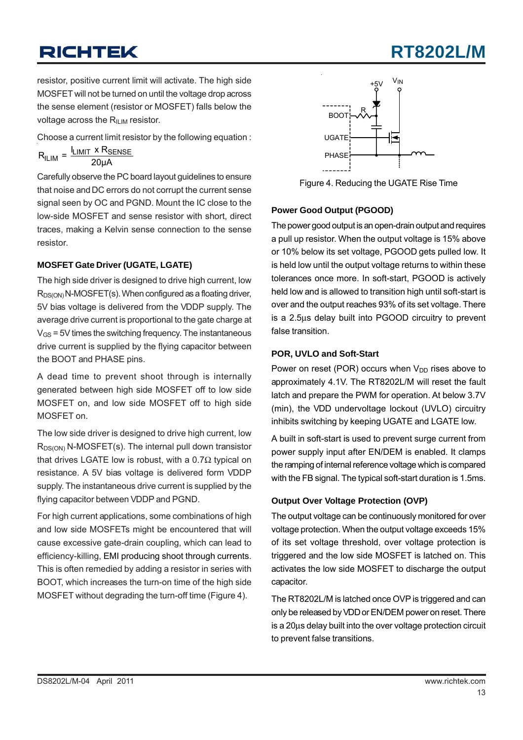resistor, positive current limit will activate. The high side MOSFET will not be turned on until the voltage drop across the sense element (resistor or MOSFET) falls below the voltage across the $R_{ILIM}$ resistor.

Choose a current limit resistor by the following equation :

$$R_{ILIM} = \frac{I_{LIMIT} \times R_{SENSE}}{20\mu A}$$

Carefully observe the PC board layout guidelines to ensure that noise and DC errors do not corrupt the current sense signal seen by OC and PGND. Mount the IC close to the low-side MOSFET and sense resistor with short, direct traces, making a Kelvin sense connection to the sense resistor.

### MOSFET Gate Driver (UGATE, LGATE)

The high side driver is designed to drive high current, low $R_{DS(ON)}$ N-MOSFET(s). When configured as a floating driver, 5V bias voltage is delivered from the VDDP supply. The average drive current is proportional to the gate charge at $V_{GS}$ = 5V times the switching frequency. The instantaneous drive current is supplied by the flying capacitor between the BOOT and PHASE pins.

A dead time to prevent shoot through is internally generated between high side MOSFET off to low side MOSFET on, and low side MOSFET off to high side MOSFET on.

The low side driver is designed to drive high current, low $R_{DS(ON)}$ N-MOSFET(s). The internal pull down transistor that drives LGATE low is robust, with a 0.7Ω typical on resistance. A 5V bias voltage is delivered form VDDP supply. The instantaneous drive current is supplied by the flying capacitor between VDDP and PGND.

For high current applications, some combinations of high and low side MOSFETs might be encountered that will cause excessive gate-drain coupling, which can lead to efficiency-killing, EMI producing shoot through currents. This is often remedied by adding a resistor in series with BOOT, which increases the turn-on time of the high side MOSFET without degrading the turn-off time (Figure 4).

Figure 4. Reducing the UGATE Rise Time

### Power Good Output (PGOOD)

The power good output is an open-drain output and requires a pull up resistor. When the output voltage is 15% above or 10% below its set voltage, PGOOD gets pulled low. It is held low until the output voltage returns to within these tolerances once more. In soft-start, PGOOD is actively held low and is allowed to transition high until soft-start is over and the output reaches 93% of its set voltage. There is a 2.5μs delay built into PGOOD circuitry to prevent false transition.

### POR, UVLO and Soft-Start

Power on reset (POR) occurs when $V_{DD}$ rises above to approximately 4.1V. The RT8202L/M will reset the fault latch and prepare the PWM for operation. At below 3.7V (min), the VDD undervoltage lockout (UVLO) circuitry inhibits switching by keeping UGATE and LGATE low.

A built in soft-start is used to prevent surge current from power supply input after EN/DEM is enabled. It clamps the ramping of internal reference voltage which is compared with the FB signal. The typical soft-start duration is 1.5ms.

### Output Over Voltage Protection (OVP)

The output voltage can be continuously monitored for over voltage protection. When the output voltage exceeds 15% of its set voltage threshold, over voltage protection is triggered and the low side MOSFET is latched on. This activates the low side MOSFET to discharge the output capacitor.

The RT8202L/M is latched once OVP is triggered and can only be released by VDD or EN/DEM power on reset. There is a 20μs delay built into the over voltage protection circuit to prevent false transitions.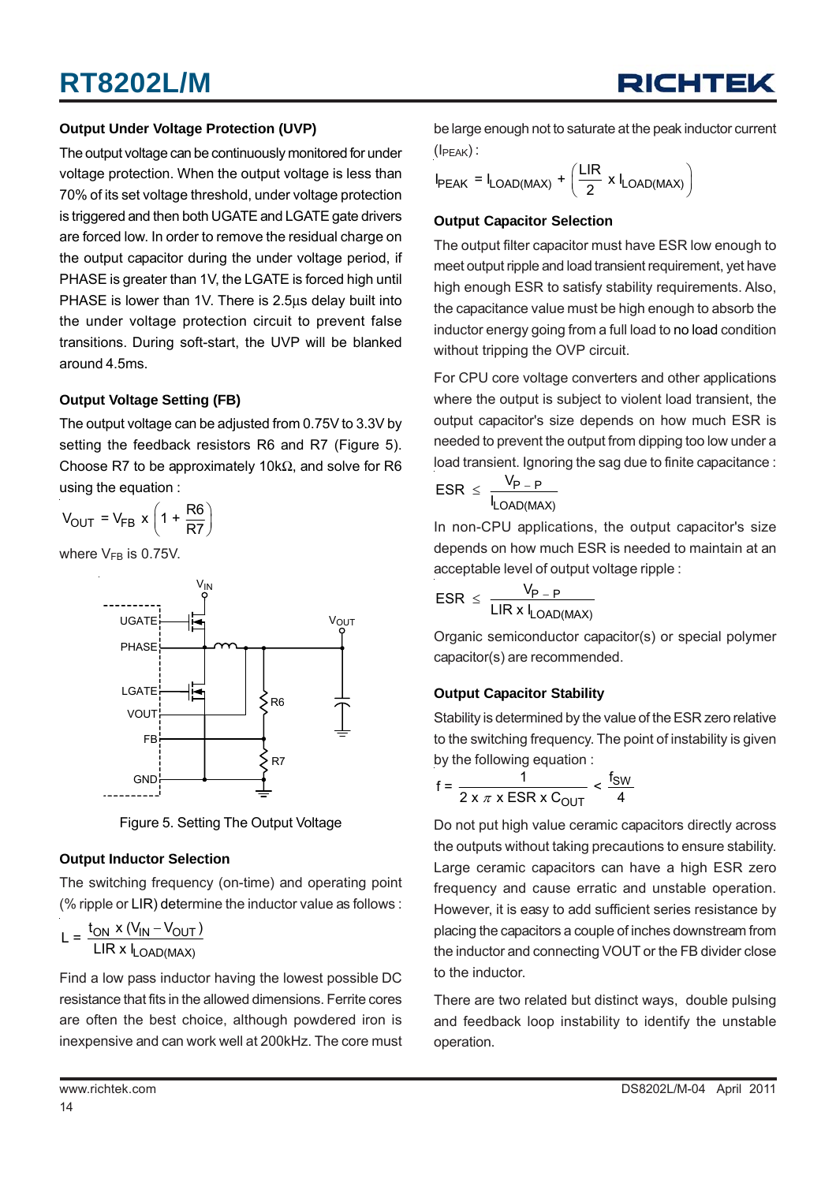### Output Under Voltage Protection (UVP)

The output voltage can be continuously monitored for under voltage protection. When the output voltage is less than 70% of its set voltage threshold, under voltage protection is triggered and then both UGATE and LGATE gate drivers are forced low. In order to remove the residual charge on the output capacitor during the under voltage period, if PHASE is greater than 1V, the LGATE is forced high until PHASE is lower than 1V. There is 2.5μs delay built into the under voltage protection circuit to prevent false transitions. During soft-start, the UVP will be blanked around 4.5ms.

### Output Voltage Setting (FB)

The output voltage can be adjusted from 0.75V to 3.3V by setting the feedback resistors R6 and R7 (Figure 5). Choose R7 to be approximately 10kΩ, and solve for R6 using the equation :

$$V_{OUT} = V_{FB} \times \left(1 + \frac{R6}{R7}\right)$$

where $V_{FB}$ is 0.75V.

Figure 5. Setting The Output Voltage

### Output Inductor Selection

The switching frequency (on-time) and operating point (% ripple or LIR) determine the inductor value as follows :

$$L = \frac{t_{ON} \times (V_{IN} - V_{OUT})}{LIR \times I_{LOAD(MAX)}}$$

Find a low pass inductor having the lowest possible DC resistance that fits in the allowed dimensions. Ferrite cores are often the best choice, although powdered iron is inexpensive and can work well at 200kHz. The core must be large enough not to saturate at the peak inductor current ($I_{PEAK}$) :

$$I_{PEAK} = I_{LOAD(MAX)} + \left(\frac{LIR}{2} \times I_{LOAD(MAX)}\right)$$

### Output Capacitor Selection

The output filter capacitor must have ESR low enough to meet output ripple and load transient requirement, yet have high enough ESR to satisfy stability requirements. Also, the capacitance value must be high enough to absorb the inductor energy going from a full load to no load condition without tripping the OVP circuit.

For CPU core voltage converters and other applications where the output is subject to violent load transient, the output capacitor's size depends on how much ESR is needed to prevent the output from dipping too low under a load transient. Ignoring the sag due to finite capacitance :

$$ESR \le \frac{V_{P-P}}{I_{LOAD(MAX)}}$$

In non-CPU applications, the output capacitor's size depends on how much ESR is needed to maintain at an acceptable level of output voltage ripple :

$$ESR \le \frac{V_{P-P}}{LIR \times I_{LOAD(MAX)}}$$

Organic semiconductor capacitor(s) or special polymer capacitor(s) are recommended.

### Output Capacitor Stability

Stability is determined by the value of the ESR zero relative to the switching frequency. The point of instability is given by the following equation :

$$f = \frac{1}{2 \times \pi \times ESR \times C_{OUT}} < \frac{f_{SW}}{4}$$

Do not put high value ceramic capacitors directly across the outputs without taking precautions to ensure stability. Large ceramic capacitors can have a high ESR zero frequency and cause erratic and unstable operation. However, it is easy to add sufficient series resistance by placing the capacitors a couple of inches downstream from the inductor and connecting VOUT or the FB divider close to the inductor.

There are two related but distinct ways, double pulsing and feedback loop instability to identify the unstable operation.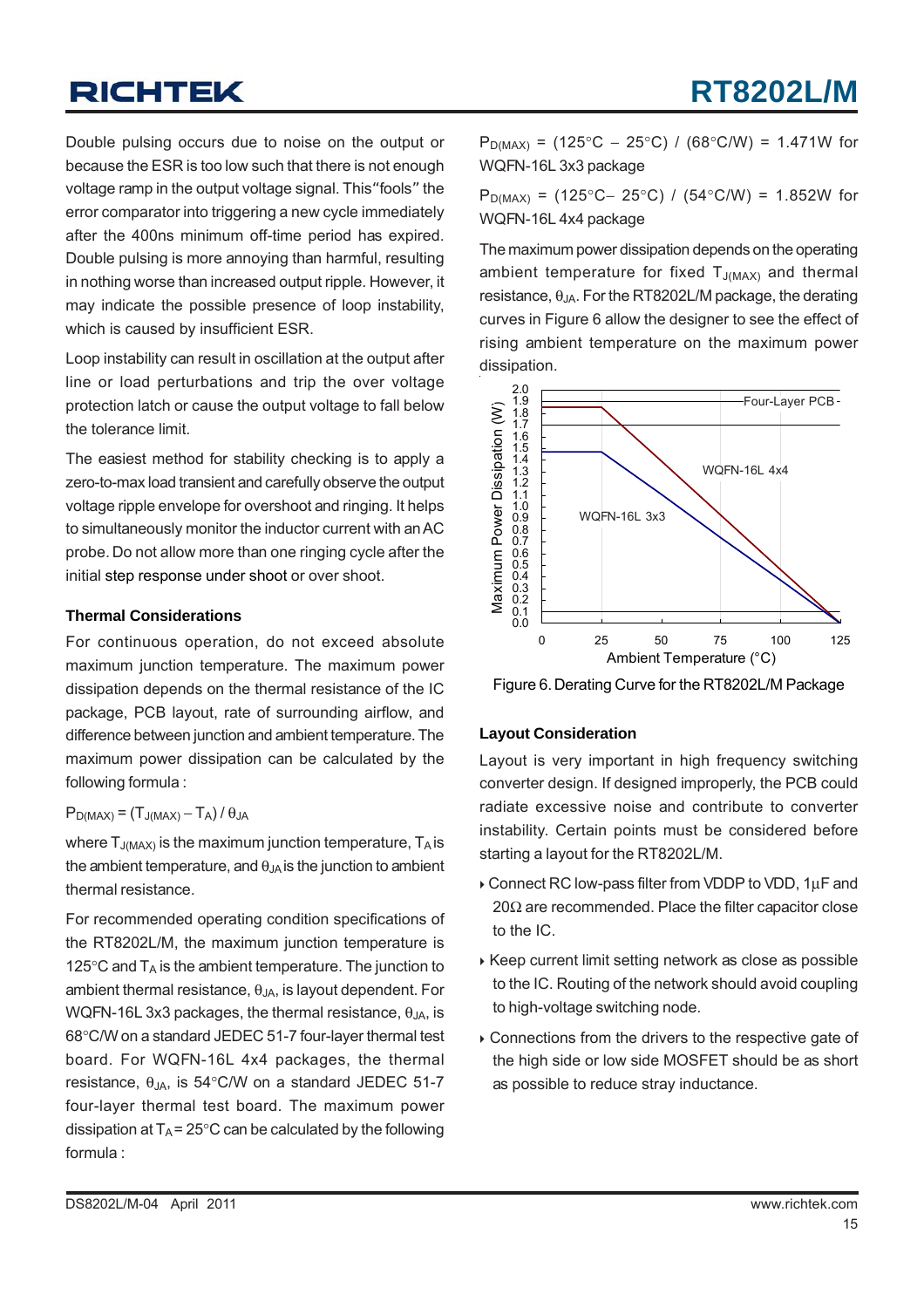Double pulsing occurs due to noise on the output or because the ESR is too low such that there is not enough voltage ramp in the output voltage signal. This"fools" the error comparator into triggering a new cycle immediately after the 400ns minimum off-time period has expired. Double pulsing is more annoying than harmful, resulting in nothing worse than increased output ripple. However, it may indicate the possible presence of loop instability, which is caused by insufficient ESR.

Loop instability can result in oscillation at the output after line or load perturbations and trip the over voltage protection latch or cause the output voltage to fall below the tolerance limit.

The easiest method for stability checking is to apply a zero-to-max load transient and carefully observe the output voltage ripple envelope for overshoot and ringing. It helps to simultaneously monitor the inductor current with an AC probe. Do not allow more than one ringing cycle after the initial step response under shoot or over shoot.

### Thermal Considerations

For continuous operation, do not exceed absolute maximum junction temperature. The maximum power dissipation depends on the thermal resistance of the IC package, PCB layout, rate of surrounding airflow, and difference between junction and ambient temperature. The maximum power dissipation can be calculated by the following formula :

$P_{D(MAX)} = (T_{J(MAX)} - T_A) / \theta_{JA}$

where $T_{J(MAX)}$ is the maximum junction temperature, $T_A$ is the ambient temperature, and $\theta_{JA}$ is the junction to ambient thermal resistance.

For recommended operating condition specifications of the RT8202L/M, the maximum junction temperature is 125°C and $T_A$ is the ambient temperature. The junction to ambient thermal resistance, $\theta_{JA}$, is layout dependent. For WQFN-16L 3x3 packages, the thermal resistance, $\theta_{JA}$, is 68°C/W on a standard JEDEC 51-7 four-layer thermal test board. For WQFN-16L 4x4 packages, the thermal resistance, $\theta_{JA}$, is 54°C/W on a standard JEDEC 51-7 four-layer thermal test board. The maximum power dissipation at $T_A$ = 25°C can be calculated by the following formula :

$P_{D(MAX)}$ = (125°C − 25°C) / (68°C/W) = 1.471W for WQFN-16L 3x3 package

$P_{D(MAX)}$ = (125°C− 25°C) / (54°C/W) = 1.852W for WQFN-16L 4x4 package

The maximum power dissipation depends on the operating ambient temperature for fixed $T_{J(MAX)}$ and thermal resistance, $\theta_{JA}$. For the RT8202L/M package, the derating curves in Figure 6 allow the designer to see the effect of rising ambient temperature on the maximum power dissipation.

Figure 6. Derating Curve for the RT8202L/M Package

### Layout Consideration

Layout is very important in high frequency switching converter design. If designed improperly, the PCB could radiate excessive noise and contribute to converter instability. Certain points must be considered before starting a layout for the RT8202L/M.

- Connect RC low-pass filter from VDDP to VDD, 1μF and 20Ω are recommended. Place the filter capacitor close to the IC.
- Keep current limit setting network as close as possible to the IC. Routing of the network should avoid coupling to high-voltage switching node.
- Connections from the drivers to the respective gate of the high side or low side MOSFET should be as short as possible to reduce stray inductance.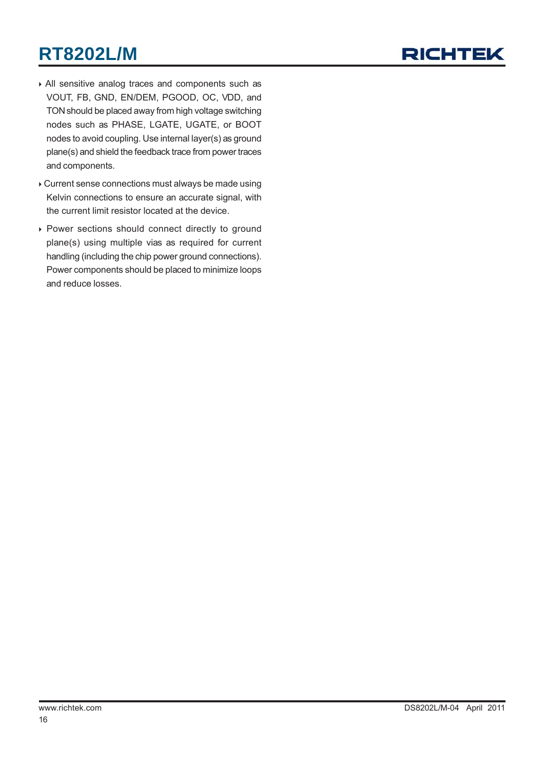- All sensitive analog traces and components such as VOUT, FB, GND, EN/DEM, PGOOD, OC, VDD, and TON should be placed away from high voltage switching nodes such as PHASE, LGATE, UGATE, or BOOT nodes to avoid coupling. Use internal layer(s) as ground plane(s) and shield the feedback trace from power traces and components.
- Current sense connections must always be made using Kelvin connections to ensure an accurate signal, with the current limit resistor located at the device.
- Power sections should connect directly to ground plane(s) using multiple vias as required for current handling (including the chip power ground connections). Power components should be placed to minimize loops and reduce losses.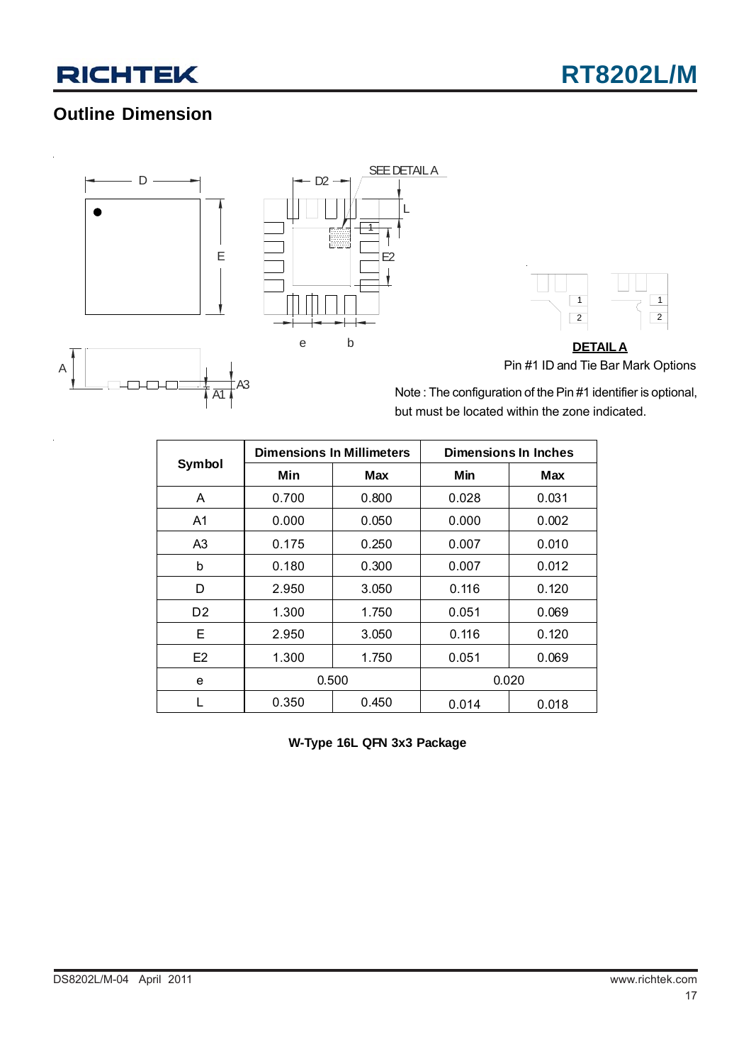## Outline Dimension

**DETAIL A**

Pin #1 ID and Tie Bar Mark Options

Note : The configuration of the Pin #1 identifier is optional, but must be located within the zone indicated.

| Symbol | Dimensions In Millimeters | | Dimensions In Inches | |
|---|---|---|---|---|
| | Min | Max | Min | Max |
| A | 0.700 | 0.800 | 0.028 | 0.031 |
| A1 | 0.000 | 0.050 | 0.000 | 0.002 |
| A3 | 0.175 | 0.250 | 0.007 | 0.010 |
| b | 0.180 | 0.300 | 0.007 | 0.012 |
| D | 2.950 | 3.050 | 0.116 | 0.120 |
| D2 | 1.300 | 1.750 | 0.051 | 0.069 |
| E | 2.950 | 3.050 | 0.116 | 0.120 |
| E2 | 1.300 | 1.750 | 0.051 | 0.069 |
| e | 0.500 | | 0.020 | |
| L | 0.350 | 0.450 | 0.014 | 0.018 |

**W-Type 16L QFN 3x3 Package**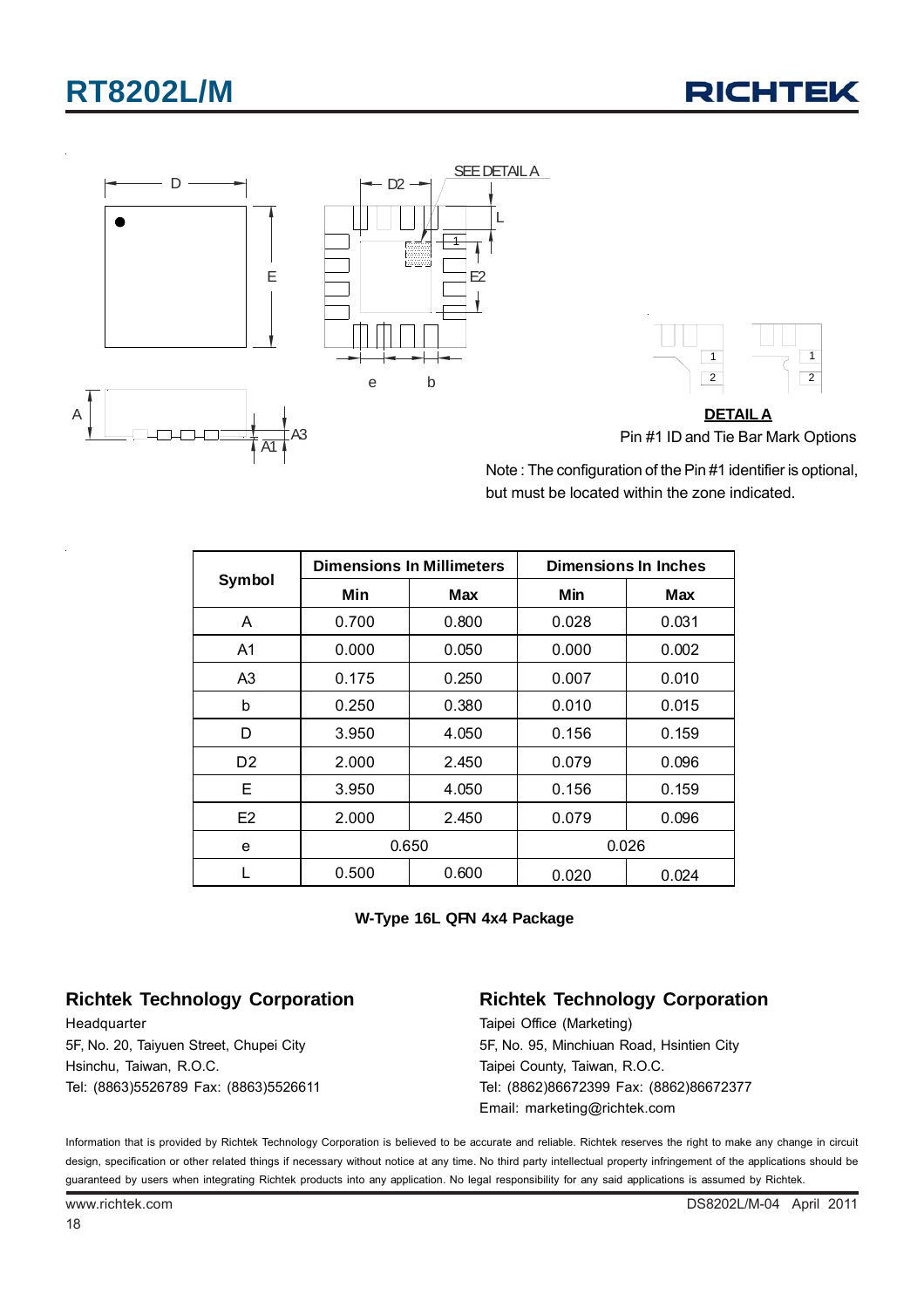SEE DETAIL A

D

E

D2

E2

L

e

b

A

A1

A3

1

2

1

2

**DETAIL A**

Pin #1 ID and Tie Bar Mark Options

Note : The configuration of the Pin #1 identifier is optional, but must be located within the zone indicated.

| Symbol | Dimensions In Millimeters | | Dimensions In Inches | |
|---|---|---|---|---|
| | Min | Max | Min | Max |
| A | 0.700 | 0.800 | 0.028 | 0.031 |
| A1 | 0.000 | 0.050 | 0.000 | 0.002 |
| A3 | 0.175 | 0.250 | 0.007 | 0.010 |
| b | 0.250 | 0.380 | 0.010 | 0.015 |
| D | 3.950 | 4.050 | 0.156 | 0.159 |
| D2 | 2.000 | 2.450 | 0.079 | 0.096 |
| E | 3.950 | 4.050 | 0.156 | 0.159 |
| E2 | 2.000 | 2.450 | 0.079 | 0.096 |
| e | 0.650 | | 0.026 | |
| L | 0.500 | 0.600 | 0.020 | 0.024 |

**W-Type 16L QFN 4x4 Package**

### Richtek Technology Corporation

Headquarter
5F, No. 20, Taiyuen Street, Chupei City
Hsinchu, Taiwan, R.O.C.
Tel: (8863)5526789 Fax: (8863)5526611

### Richtek Technology Corporation

Taipei Office (Marketing)
5F, No. 95, Minchiuan Road, Hsintien City
Taipei County, Taiwan, R.O.C.
Tel: (8862)86672399 Fax: (8862)86672377
Email: marketing@richtek.com

Information that is provided by Richtek Technology Corporation is believed to be accurate and reliable. Richtek reserves the right to make any change in circuit design, specification or other related things if necessary without notice at any time. No third party intellectual property infringement of the applications should be guaranteed by users when integrating Richtek products into any application. No legal responsibility for any said applications is assumed by Richtek.